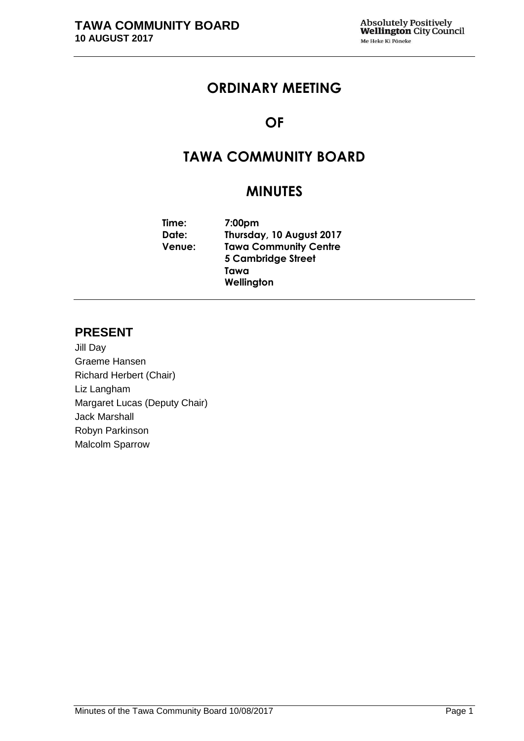# ORDINARY MEETING

# OF

# TAWA COMMUNITY BOARD

# MINUTES

**Time:** 7:00pm
**Date:** Thursday, 10 August 2017
**Venue:** Tawa Community Centre
5 Cambridge Street
Tawa
Wellington

## PRESENT

Jill Day
Graeme Hansen
Richard Herbert (Chair)
Liz Langham
Margaret Lucas (Deputy Chair)
Jack Marshall
Robyn Parkinson
Malcolm Sparrow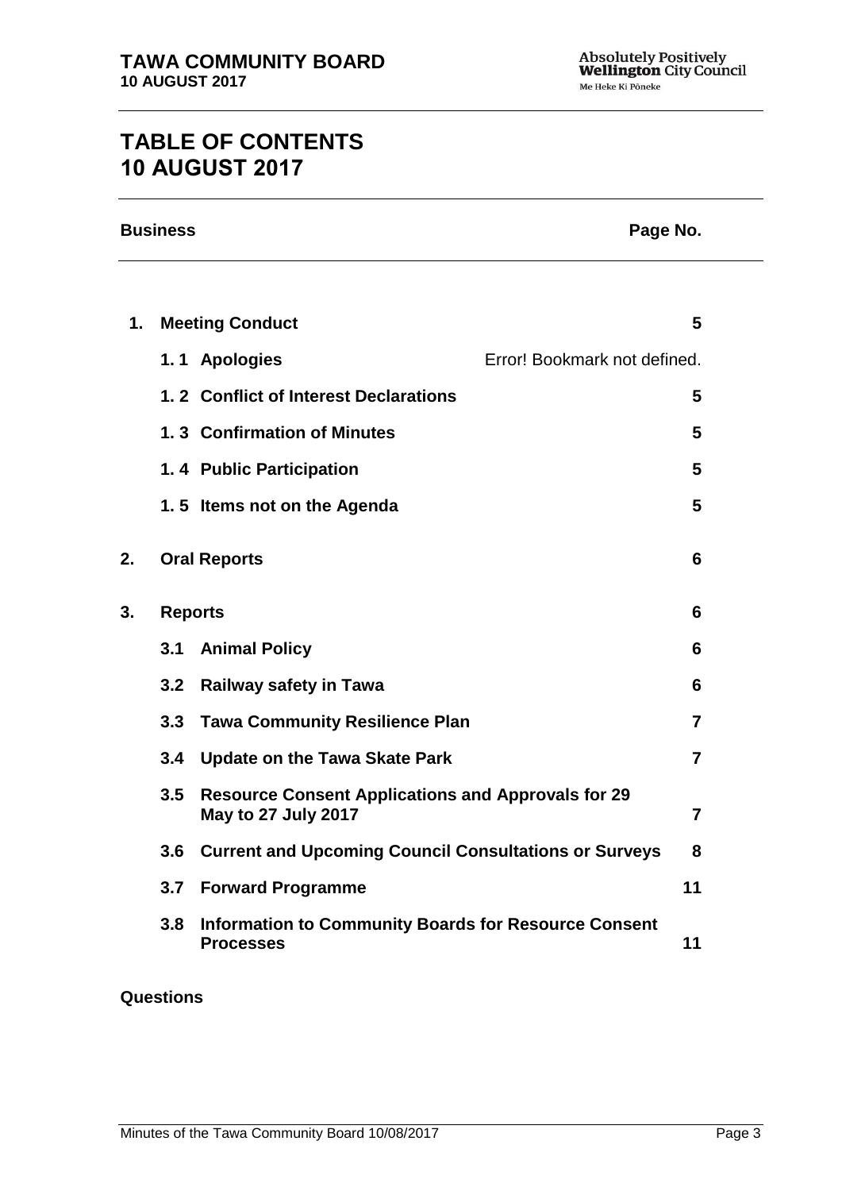# TABLE OF CONTENTS
# 10 AUGUST 2017

| Business | | | Page No. |
|---|---|---|---|
| **1.** | **Meeting Conduct** | | **5** |
| | **1. 1** | **Apologies** | Error! Bookmark not defined. |
| | **1. 2** | **Conflict of Interest Declarations** | **5** |
| | **1. 3** | **Confirmation of Minutes** | **5** |
| | **1. 4** | **Public Participation** | **5** |
| | **1. 5** | **Items not on the Agenda** | **5** |
| **2.** | **Oral Reports** | | **6** |
| **3.** | **Reports** | | **6** |
| | **3.1** | **Animal Policy** | **6** |
| | **3.2** | **Railway safety in Tawa** | **6** |
| | **3.3** | **Tawa Community Resilience Plan** | **7** |
| | **3.4** | **Update on the Tawa Skate Park** | **7** |
| | **3.5** | **Resource Consent Applications and Approvals for 29 May to 27 July 2017** | **7** |
| | **3.6** | **Current and Upcoming Council Consultations or Surveys** | **8** |
| | **3.7** | **Forward Programme** | **11** |
| | **3.8** | **Information to Community Boards for Resource Consent Processes** | **11** |

**Questions**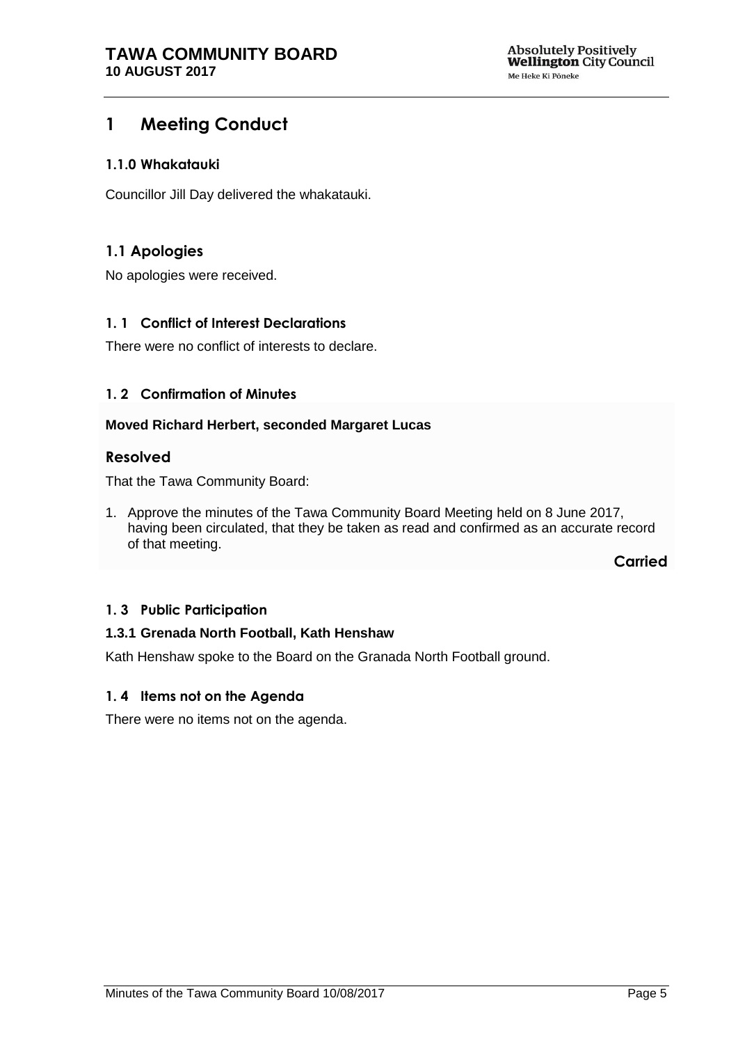# 1 Meeting Conduct

### 1.1.0 Whakatauki

Councillor Jill Day delivered the whakatauki.

## 1.1 Apologies

No apologies were received.

### 1. 1 Conflict of Interest Declarations

There were no conflict of interests to declare.

### 1. 2 Confirmation of Minutes

**Moved Richard Herbert, seconded Margaret Lucas**

## Resolved

That the Tawa Community Board:

1. Approve the minutes of the Tawa Community Board Meeting held on 8 June 2017, having been circulated, that they be taken as read and confirmed as an accurate record of that meeting.

**Carried**

### 1. 3 Public Participation

#### 1.3.1 Grenada North Football, Kath Henshaw

Kath Henshaw spoke to the Board on the Granada North Football ground.

### 1. 4 Items not on the Agenda

There were no items not on the agenda.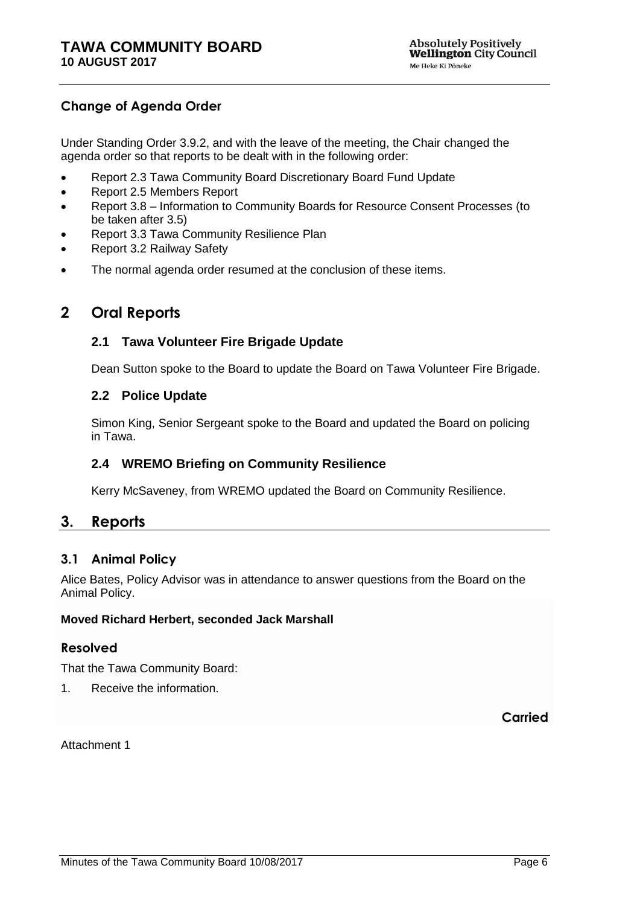## Change of Agenda Order

Under Standing Order 3.9.2, and with the leave of the meeting, the Chair changed the agenda order so that reports to be dealt with in the following order:

- Report 2.3 Tawa Community Board Discretionary Board Fund Update
- Report 2.5 Members Report
- Report 3.8 – Information to Community Boards for Resource Consent Processes (to be taken after 3.5)
- Report 3.3 Tawa Community Resilience Plan
- Report 3.2 Railway Safety
- The normal agenda order resumed at the conclusion of these items.

# 2 Oral Reports

### 2.1 Tawa Volunteer Fire Brigade Update

Dean Sutton spoke to the Board to update the Board on Tawa Volunteer Fire Brigade.

### 2.2 Police Update

Simon King, Senior Sergeant spoke to the Board and updated the Board on policing in Tawa.

### 2.4 WREMO Briefing on Community Resilience

Kerry McSaveney, from WREMO updated the Board on Community Resilience.

# 3. Reports

### 3.1 Animal Policy

Alice Bates, Policy Advisor was in attendance to answer questions from the Board on the Animal Policy.

**Moved Richard Herbert, seconded Jack Marshall**

### Resolved

That the Tawa Community Board:

1. Receive the information.

**Carried**

Attachment 1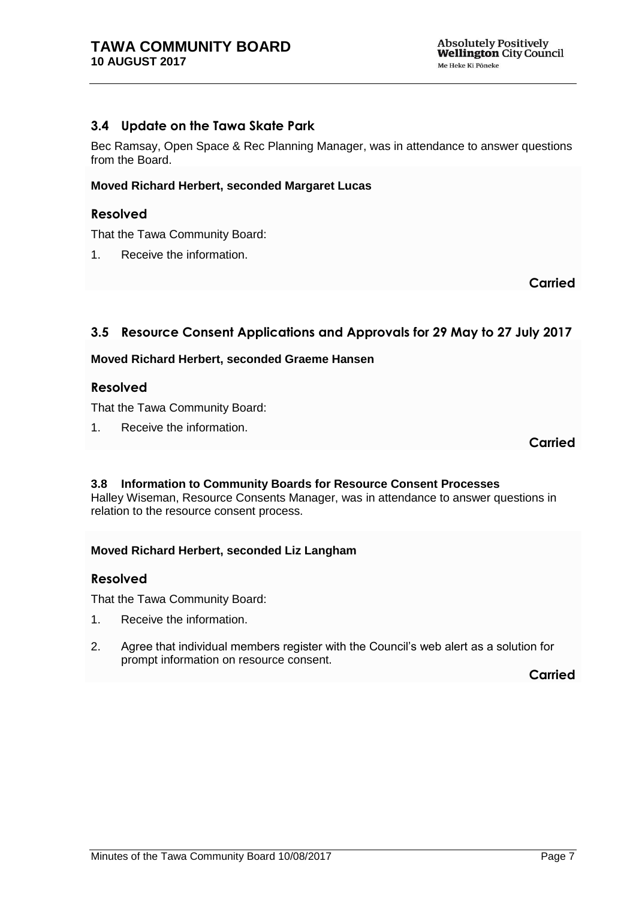## 3.4 Update on the Tawa Skate Park

Bec Ramsay, Open Space & Rec Planning Manager, was in attendance to answer questions from the Board.

**Moved Richard Herbert, seconded Margaret Lucas**

### Resolved

That the Tawa Community Board:

1. Receive the information.

**Carried**

## 3.5 Resource Consent Applications and Approvals for 29 May to 27 July 2017

**Moved Richard Herbert, seconded Graeme Hansen**

### Resolved

That the Tawa Community Board:

1. Receive the information.

**Carried**

## 3.8 Information to Community Boards for Resource Consent Processes

Halley Wiseman, Resource Consents Manager, was in attendance to answer questions in relation to the resource consent process.

**Moved Richard Herbert, seconded Liz Langham**

### Resolved

That the Tawa Community Board:

1. Receive the information.
2. Agree that individual members register with the Council's web alert as a solution for prompt information on resource consent.

**Carried**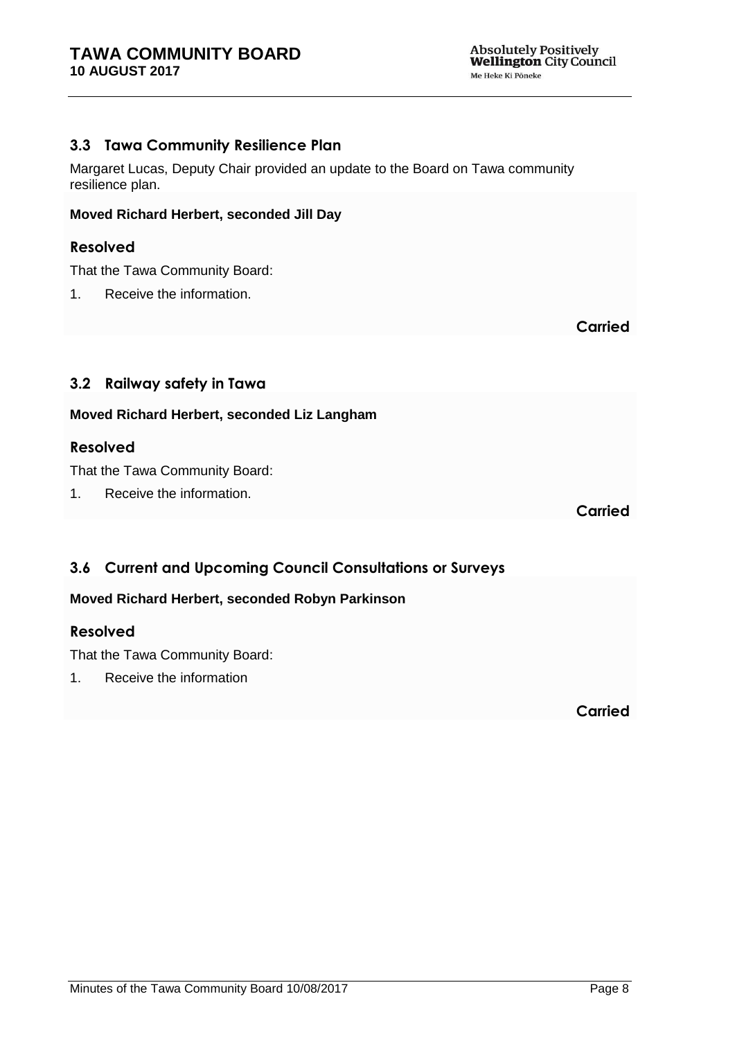### 3.3 Tawa Community Resilience Plan

Margaret Lucas, Deputy Chair provided an update to the Board on Tawa community resilience plan.

**Moved Richard Herbert, seconded Jill Day**

#### Resolved

That the Tawa Community Board:

1. Receive the information.

**Carried**

### 3.2 Railway safety in Tawa

**Moved Richard Herbert, seconded Liz Langham**

#### Resolved

That the Tawa Community Board:

1. Receive the information.

**Carried**

### 3.6 Current and Upcoming Council Consultations or Surveys

**Moved Richard Herbert, seconded Robyn Parkinson**

#### Resolved

That the Tawa Community Board:

1. Receive the information

**Carried**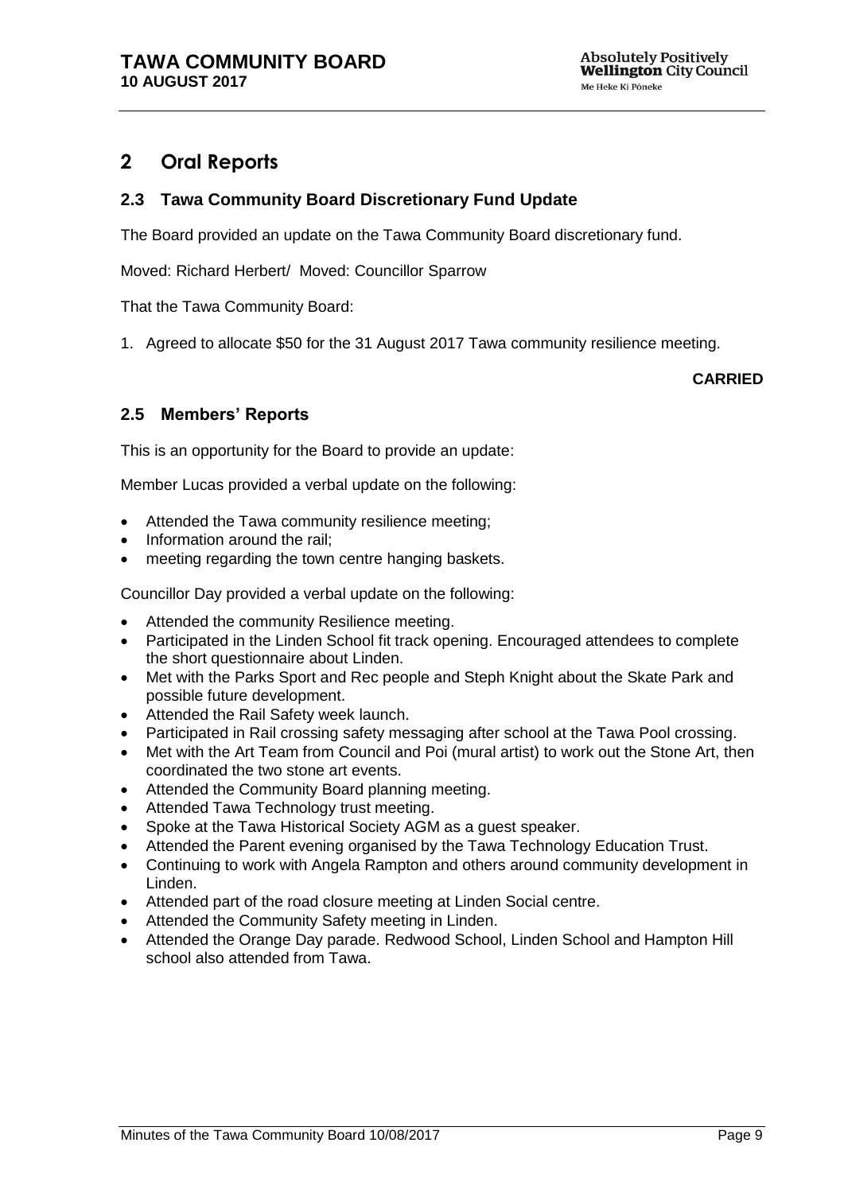# 2 Oral Reports

## 2.3 Tawa Community Board Discretionary Fund Update

The Board provided an update on the Tawa Community Board discretionary fund.

Moved: Richard Herbert/ Moved: Councillor Sparrow

That the Tawa Community Board:

1. Agreed to allocate $50 for the 31 August 2017 Tawa community resilience meeting.

**CARRIED**

## 2.5 Members' Reports

This is an opportunity for the Board to provide an update:

Member Lucas provided a verbal update on the following:

- Attended the Tawa community resilience meeting;
- Information around the rail;
- meeting regarding the town centre hanging baskets.

Councillor Day provided a verbal update on the following:

- Attended the community Resilience meeting.
- Participated in the Linden School fit track opening. Encouraged attendees to complete the short questionnaire about Linden.
- Met with the Parks Sport and Rec people and Steph Knight about the Skate Park and possible future development.
- Attended the Rail Safety week launch.
- Participated in Rail crossing safety messaging after school at the Tawa Pool crossing.
- Met with the Art Team from Council and Poi (mural artist) to work out the Stone Art, then coordinated the two stone art events.
- Attended the Community Board planning meeting.
- Attended Tawa Technology trust meeting.
- Spoke at the Tawa Historical Society AGM as a guest speaker.
- Attended the Parent evening organised by the Tawa Technology Education Trust.
- Continuing to work with Angela Rampton and others around community development in Linden.
- Attended part of the road closure meeting at Linden Social centre.
- Attended the Community Safety meeting in Linden.
- Attended the Orange Day parade. Redwood School, Linden School and Hampton Hill school also attended from Tawa.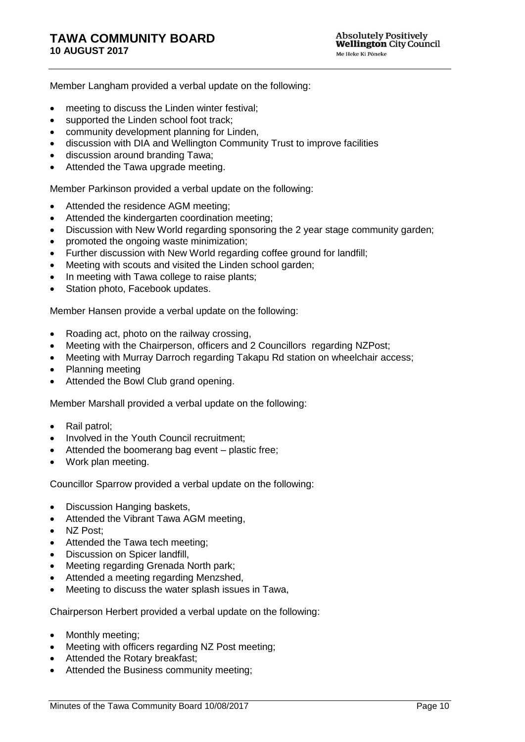Member Langham provided a verbal update on the following:

- meeting to discuss the Linden winter festival;
- supported the Linden school foot track;
- community development planning for Linden,
- discussion with DIA and Wellington Community Trust to improve facilities
- discussion around branding Tawa;
- Attended the Tawa upgrade meeting.

Member Parkinson provided a verbal update on the following:

- Attended the residence AGM meeting;
- Attended the kindergarten coordination meeting;
- Discussion with New World regarding sponsoring the 2 year stage community garden;
- promoted the ongoing waste minimization;
- Further discussion with New World regarding coffee ground for landfill;
- Meeting with scouts and visited the Linden school garden;
- In meeting with Tawa college to raise plants;
- Station photo, Facebook updates.

Member Hansen provide a verbal update on the following:

- Roading act, photo on the railway crossing,
- Meeting with the Chairperson, officers and 2 Councillors regarding NZPost;
- Meeting with Murray Darroch regarding Takapu Rd station on wheelchair access;
- Planning meeting
- Attended the Bowl Club grand opening.

Member Marshall provided a verbal update on the following:

- Rail patrol;
- Involved in the Youth Council recruitment;
- Attended the boomerang bag event – plastic free;
- Work plan meeting.

Councillor Sparrow provided a verbal update on the following:

- Discussion Hanging baskets,
- Attended the Vibrant Tawa AGM meeting,
- NZ Post;
- Attended the Tawa tech meeting;
- Discussion on Spicer landfill,
- Meeting regarding Grenada North park;
- Attended a meeting regarding Menzshed,
- Meeting to discuss the water splash issues in Tawa,

Chairperson Herbert provided a verbal update on the following:

- Monthly meeting;
- Meeting with officers regarding NZ Post meeting;
- Attended the Rotary breakfast;
- Attended the Business community meeting;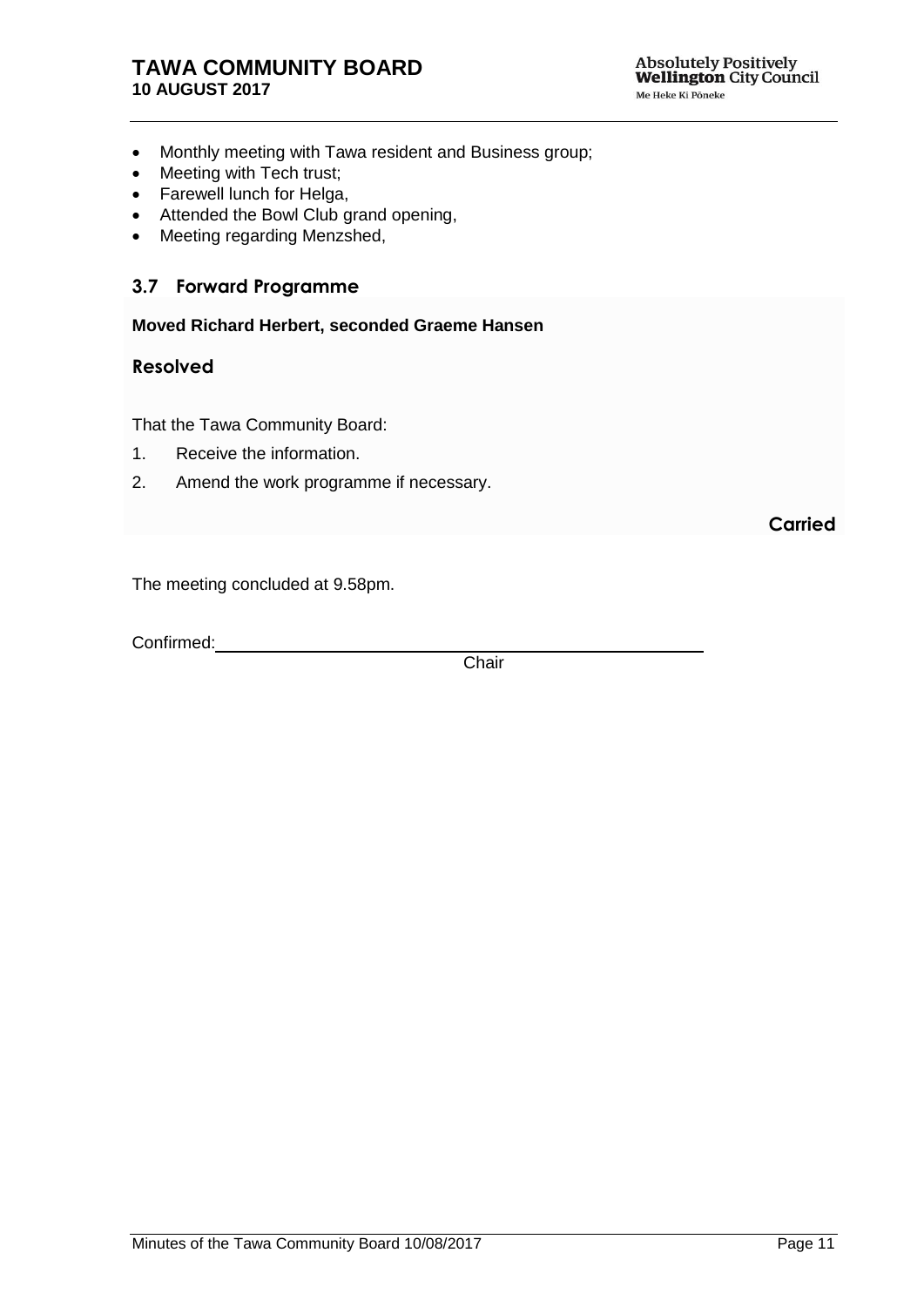- Monthly meeting with Tawa resident and Business group;
- Meeting with Tech trust;
- Farewell lunch for Helga,
- Attended the Bowl Club grand opening,
- Meeting regarding Menzshed,

### 3.7 Forward Programme

**Moved Richard Herbert, seconded Graeme Hansen**

**Resolved**

That the Tawa Community Board:

1. Receive the information.
2. Amend the work programme if necessary.

**Carried**

The meeting concluded at 9.58pm.

Confirmed: ______________________________
Chair